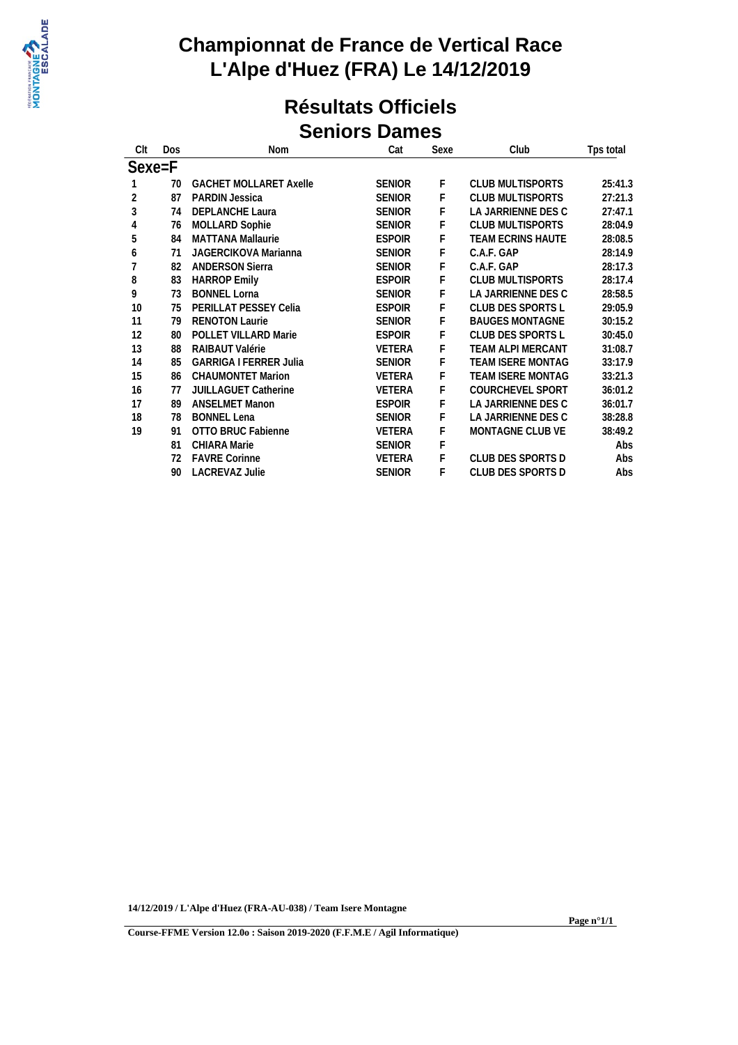# Championnat de France de Vertical Race
# L'Alpe d'Huez (FRA) Le 14/12/2019

## Résultats Officiels
## Seniors Dames

| Clt | Dos | Nom | Cat | Sexe | Club | Tps total |
|---|---|---|---|---|---|---|
| **Sexe=F** | | | | | | |
| 1 | 70 | GACHET MOLLARET Axelle | SENIOR | F | CLUB MULTISPORTS | 25:41.3 |
| 2 | 87 | PARDIN Jessica | SENIOR | F | CLUB MULTISPORTS | 27:21.3 |
| 3 | 74 | DEPLANCHE Laura | SENIOR | F | LA JARRIENNE DES C | 27:47.1 |
| 4 | 76 | MOLLARD Sophie | SENIOR | F | CLUB MULTISPORTS | 28:04.9 |
| 5 | 84 | MATTANA Mallaurie | ESPOIR | F | TEAM ECRINS HAUTE | 28:08.5 |
| 6 | 71 | JAGERCIKOVA Marianna | SENIOR | F | C.A.F. GAP | 28:14.9 |
| 7 | 82 | ANDERSON Sierra | SENIOR | F | C.A.F. GAP | 28:17.3 |
| 8 | 83 | HARROP Emily | ESPOIR | F | CLUB MULTISPORTS | 28:17.4 |
| 9 | 73 | BONNEL Lorna | SENIOR | F | LA JARRIENNE DES C | 28:58.5 |
| 10 | 75 | PERILLAT PESSEY Celia | ESPOIR | F | CLUB DES SPORTS L | 29:05.9 |
| 11 | 79 | RENOTON Laurie | SENIOR | F | BAUGES MONTAGNE | 30:15.2 |
| 12 | 80 | POLLET VILLARD Marie | ESPOIR | F | CLUB DES SPORTS L | 30:45.0 |
| 13 | 88 | RAIBAUT Valérie | VETERA | F | TEAM ALPI MERCANT | 31:08.7 |
| 14 | 85 | GARRIGA I FERRER Julia | SENIOR | F | TEAM ISERE MONTAG | 33:17.9 |
| 15 | 86 | CHAUMONTET Marion | VETERA | F | TEAM ISERE MONTAG | 33:21.3 |
| 16 | 77 | JUILLAGUET Catherine | VETERA | F | COURCHEVEL SPORT | 36:01.2 |
| 17 | 89 | ANSELMET Manon | ESPOIR | F | LA JARRIENNE DES C | 36:01.7 |
| 18 | 78 | BONNEL Lena | SENIOR | F | LA JARRIENNE DES C | 38:28.8 |
| 19 | 91 | OTTO BRUC Fabienne | VETERA | F | MONTAGNE CLUB VE | 38:49.2 |
| | 81 | CHIARA Marie | SENIOR | F | | Abs |
| | 72 | FAVRE Corinne | VETERA | F | CLUB DES SPORTS D | Abs |
| | 90 | LACREVAZ Julie | SENIOR | F | CLUB DES SPORTS D | Abs |

**14/12/2019 / L'Alpe d'Huez (FRA-AU-038) / Team Isere Montagne**

**Course-FFME Version 12.0o : Saison 2019-2020 (F.F.M.E / Agil Informatique)**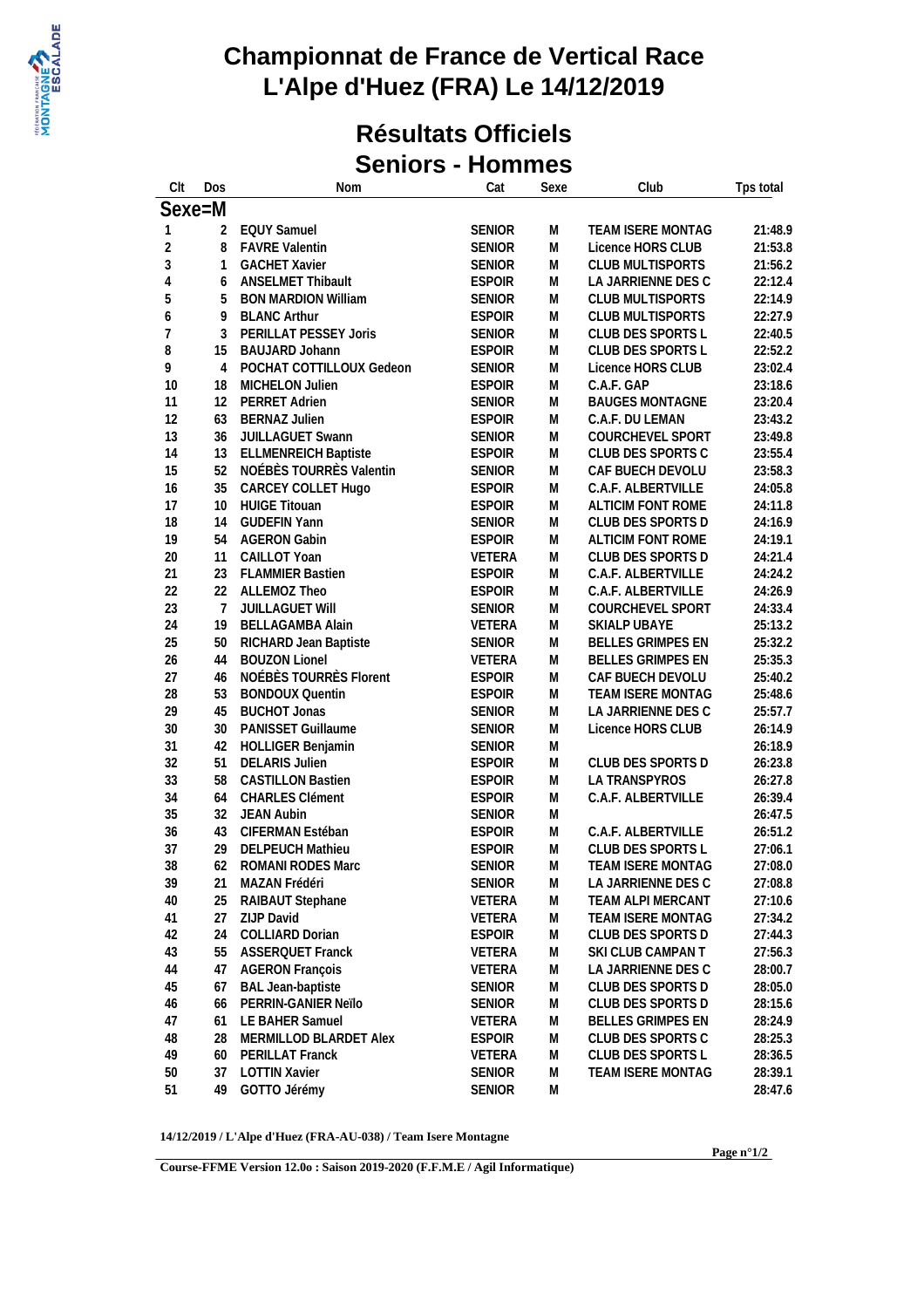# Championnat de France de Vertical Race
# L'Alpe d'Huez (FRA) Le 14/12/2019

## Résultats Officiels
## Seniors - Hommes

| Clt | Dos | Nom | Cat | Sexe | Club | Tps total |
|---|---|---|---|---|---|---|
| **Sexe=M** | | | | | | |
| 1 | 2 | EQUY Samuel | SENIOR | M | TEAM ISERE MONTAG | 21:48.9 |
| 2 | 8 | FAVRE Valentin | SENIOR | M | Licence HORS CLUB | 21:53.8 |
| 3 | 1 | GACHET Xavier | SENIOR | M | CLUB MULTISPORTS | 21:56.2 |
| 4 | 6 | ANSELMET Thibault | ESPOIR | M | LA JARRIENNE DES C | 22:12.4 |
| 5 | 5 | BON MARDION William | SENIOR | M | CLUB MULTISPORTS | 22:14.9 |
| 6 | 9 | BLANC Arthur | ESPOIR | M | CLUB MULTISPORTS | 22:27.9 |
| 7 | 3 | PERILLAT PESSEY Joris | SENIOR | M | CLUB DES SPORTS L | 22:40.5 |
| 8 | 15 | BAUJARD Johann | ESPOIR | M | CLUB DES SPORTS L | 22:52.2 |
| 9 | 4 | POCHAT COTTILLOUX Gedeon | SENIOR | M | Licence HORS CLUB | 23:02.4 |
| 10 | 18 | MICHELON Julien | ESPOIR | M | C.A.F. GAP | 23:18.6 |
| 11 | 12 | PERRET Adrien | SENIOR | M | BAUGES MONTAGNE | 23:20.4 |
| 12 | 63 | BERNAZ Julien | ESPOIR | M | C.A.F. DU LEMAN | 23:43.2 |
| 13 | 36 | JUILLAGUET Swann | SENIOR | M | COURCHEVEL SPORT | 23:49.8 |
| 14 | 13 | ELLMENREICH Baptiste | ESPOIR | M | CLUB DES SPORTS C | 23:55.4 |
| 15 | 52 | NOÉBÈS TOURRÈS Valentin | SENIOR | M | CAF BUECH DEVOLU | 23:58.3 |
| 16 | 35 | CARCEY COLLET Hugo | ESPOIR | M | C.A.F. ALBERTVILLE | 24:05.8 |
| 17 | 10 | HUIGE Titouan | ESPOIR | M | ALTICIM FONT ROME | 24:11.8 |
| 18 | 14 | GUDEFIN Yann | SENIOR | M | CLUB DES SPORTS D | 24:16.9 |
| 19 | 54 | AGERON Gabin | ESPOIR | M | ALTICIM FONT ROME | 24:19.1 |
| 20 | 11 | CAILLOT Yoan | VETERA | M | CLUB DES SPORTS D | 24:21.4 |
| 21 | 23 | FLAMMIER Bastien | ESPOIR | M | C.A.F. ALBERTVILLE | 24:24.2 |
| 22 | 22 | ALLEMOZ Theo | ESPOIR | M | C.A.F. ALBERTVILLE | 24:26.9 |
| 23 | 7 | JUILLAGUET Will | SENIOR | M | COURCHEVEL SPORT | 24:33.4 |
| 24 | 19 | BELLAGAMBA Alain | VETERA | M | SKIALP UBAYE | 25:13.2 |
| 25 | 50 | RICHARD Jean Baptiste | SENIOR | M | BELLES GRIMPES EN | 25:32.2 |
| 26 | 44 | BOUZON Lionel | VETERA | M | BELLES GRIMPES EN | 25:35.3 |
| 27 | 46 | NOÉBÈS TOURRÈS Florent | ESPOIR | M | CAF BUECH DEVOLU | 25:40.2 |
| 28 | 53 | BONDOUX Quentin | ESPOIR | M | TEAM ISERE MONTAG | 25:48.6 |
| 29 | 45 | BUCHOT Jonas | SENIOR | M | LA JARRIENNE DES C | 25:57.7 |
| 30 | 30 | PANISSET Guillaume | SENIOR | M | Licence HORS CLUB | 26:14.9 |
| 31 | 42 | HOLLIGER Benjamin | SENIOR | M | | 26:18.9 |
| 32 | 51 | DELARIS Julien | ESPOIR | M | CLUB DES SPORTS D | 26:23.8 |
| 33 | 58 | CASTILLON Bastien | ESPOIR | M | LA TRANSPYROS | 26:27.8 |
| 34 | 64 | CHARLES Clément | ESPOIR | M | C.A.F. ALBERTVILLE | 26:39.4 |
| 35 | 32 | JEAN Aubin | SENIOR | M | | 26:47.5 |
| 36 | 43 | CIFERMAN Estéban | ESPOIR | M | C.A.F. ALBERTVILLE | 26:51.2 |
| 37 | 29 | DELPEUCH Mathieu | ESPOIR | M | CLUB DES SPORTS L | 27:06.1 |
| 38 | 62 | ROMANI RODES Marc | SENIOR | M | TEAM ISERE MONTAG | 27:08.0 |
| 39 | 21 | MAZAN Frédéri | SENIOR | M | LA JARRIENNE DES C | 27:08.8 |
| 40 | 25 | RAIBAUT Stephane | VETERA | M | TEAM ALPI MERCANT | 27:10.6 |
| 41 | 27 | ZIJP David | VETERA | M | TEAM ISERE MONTAG | 27:34.2 |
| 42 | 24 | COLLIARD Dorian | ESPOIR | M | CLUB DES SPORTS D | 27:44.3 |
| 43 | 55 | ASSERQUET Franck | VETERA | M | SKI CLUB CAMPAN T | 27:56.3 |
| 44 | 47 | AGERON François | VETERA | M | LA JARRIENNE DES C | 28:00.7 |
| 45 | 67 | BAL Jean-baptiste | SENIOR | M | CLUB DES SPORTS D | 28:05.0 |
| 46 | 66 | PERRIN-GANIER Neïlo | SENIOR | M | CLUB DES SPORTS D | 28:15.6 |
| 47 | 61 | LE BAHER Samuel | VETERA | M | BELLES GRIMPES EN | 28:24.9 |
| 48 | 28 | MERMILLOD BLARDET Alex | ESPOIR | M | CLUB DES SPORTS C | 28:25.3 |
| 49 | 60 | PERILLAT Franck | VETERA | M | CLUB DES SPORTS L | 28:36.5 |
| 50 | 37 | LOTTIN Xavier | SENIOR | M | TEAM ISERE MONTAG | 28:39.1 |
| 51 | 49 | GOTTO Jérémy | SENIOR | M | | 28:47.6 |

**14/12/2019 / L'Alpe d'Huez (FRA-AU-038) / Team Isere Montagne**

**Course-FFME Version 12.0o : Saison 2019-2020 (F.F.M.E / Agil Informatique)**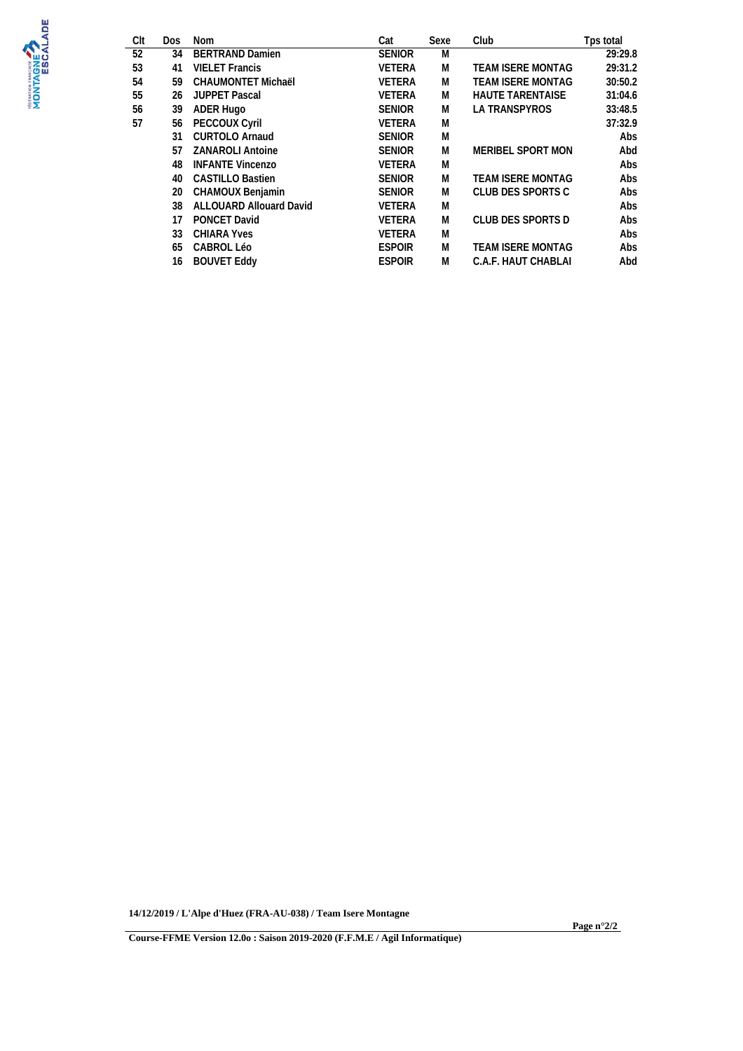| Clt | Dos | Nom | Cat | Sexe | Club | Tps total |
|---|---|---|---|---|---|---|
| 52 | 34 | BERTRAND Damien | SENIOR | M | | 29:29.8 |
| 53 | 41 | VIELET Francis | VETERA | M | TEAM ISERE MONTAG | 29:31.2 |
| 54 | 59 | CHAUMONTET Michaël | VETERA | M | TEAM ISERE MONTAG | 30:50.2 |
| 55 | 26 | JUPPET Pascal | VETERA | M | HAUTE TARENTAISE | 31:04.6 |
| 56 | 39 | ADER Hugo | SENIOR | M | LA TRANSPYROS | 33:48.5 |
| 57 | 56 | PECCOUX Cyril | VETERA | M | | 37:32.9 |
| | 31 | CURTOLO Arnaud | SENIOR | M | | Abs |
| | 57 | ZANAROLI Antoine | SENIOR | M | MERIBEL SPORT MON | Abd |
| | 48 | INFANTE Vincenzo | VETERA | M | | Abs |
| | 40 | CASTILLO Bastien | SENIOR | M | TEAM ISERE MONTAG | Abs |
| | 20 | CHAMOUX Benjamin | SENIOR | M | CLUB DES SPORTS C | Abs |
| | 38 | ALLOUARD Allouard David | VETERA | M | | Abs |
| | 17 | PONCET David | VETERA | M | CLUB DES SPORTS D | Abs |
| | 33 | CHIARA Yves | VETERA | M | | Abs |
| | 65 | CABROL Léo | ESPOIR | M | TEAM ISERE MONTAG | Abs |
| | 16 | BOUVET Eddy | ESPOIR | M | C.A.F. HAUT CHABLAI | Abd |

**14/12/2019 / L'Alpe d'Huez (FRA-AU-038) / Team Isere Montagne**

**Course-FFME Version 12.0o : Saison 2019-2020 (F.F.M.E / Agil Informatique)**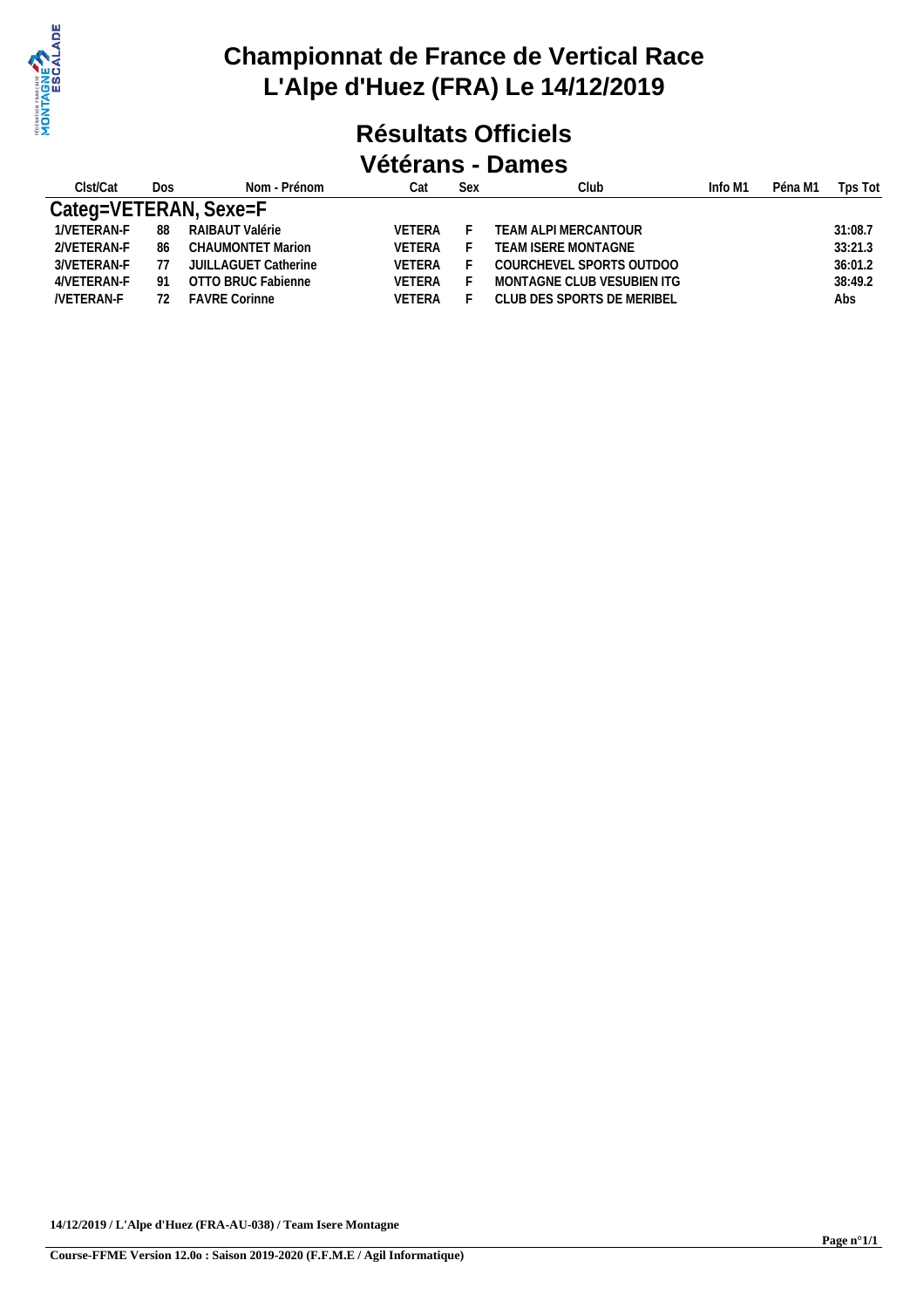# Championnat de France de Vertical Race
# L'Alpe d'Huez (FRA) Le 14/12/2019

## Résultats Officiels
## Vétérans - Dames

| Clst/Cat | Dos | Nom - Prénom | Cat | Sex | Club | Info M1 | Péna M1 | Tps Tot |
|---|---|---|---|---|---|---|---|---|
| **Categ=VETERAN, Sexe=F** | | | | | | | | |
| 1/VETERAN-F | 88 | RAIBAUT Valérie | VETERA | F | TEAM ALPI MERCANTOUR | | | 31:08.7 |
| 2/VETERAN-F | 86 | CHAUMONTET Marion | VETERA | F | TEAM ISERE MONTAGNE | | | 33:21.3 |
| 3/VETERAN-F | 77 | JUILLAGUET Catherine | VETERA | F | COURCHEVEL SPORTS OUTDOO | | | 36:01.2 |
| 4/VETERAN-F | 91 | OTTO BRUC Fabienne | VETERA | F | MONTAGNE CLUB VESUBIEN ITG | | | 38:49.2 |
| /VETERAN-F | 72 | FAVRE Corinne | VETERA | F | CLUB DES SPORTS DE MERIBEL | | | Abs |

**14/12/2019 / L'Alpe d'Huez (FRA-AU-038) / Team Isere Montagne**

**Course-FFME Version 12.0o : Saison 2019-2020 (F.F.M.E / Agil Informatique)**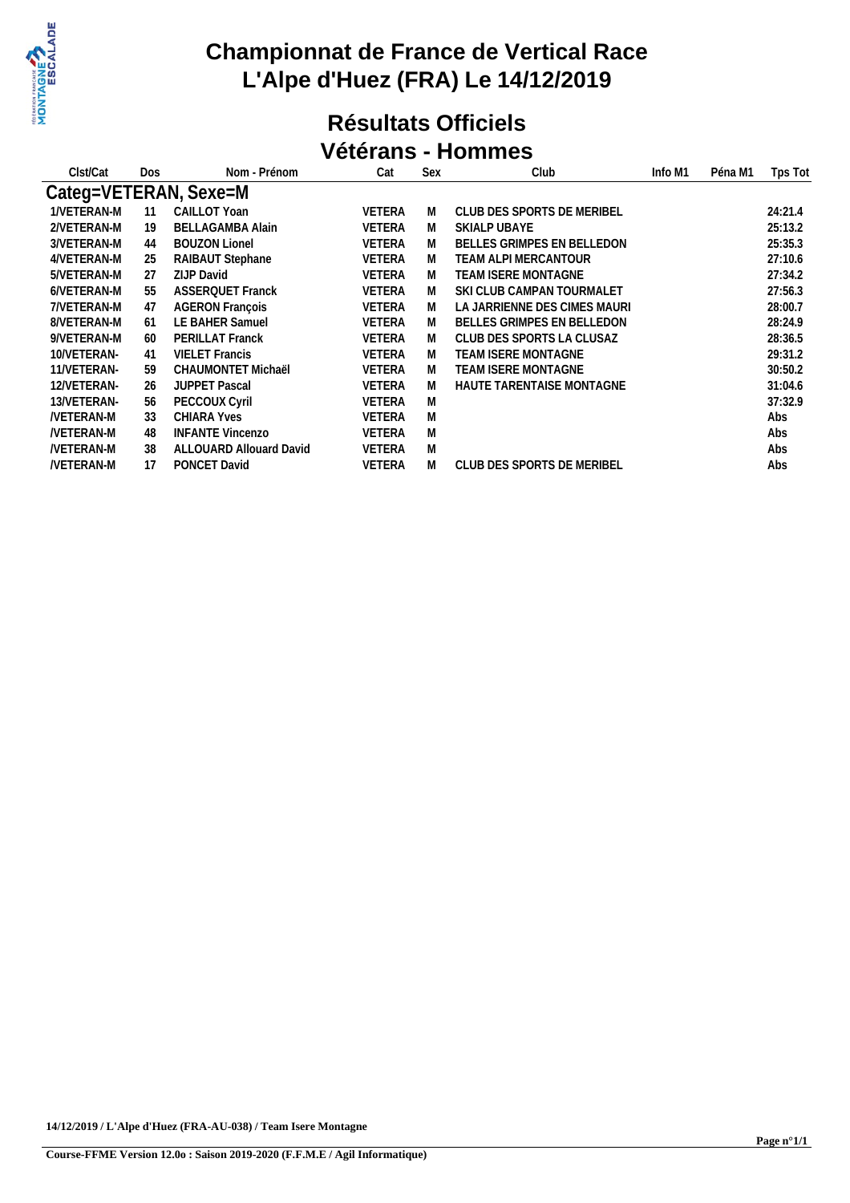# Championnat de France de Vertical Race
# L'Alpe d'Huez (FRA) Le 14/12/2019

## Résultats Officiels
## Vétérans - Hommes

| Clst/Cat | Dos | Nom - Prénom | Cat | Sex | Club | Info M1 | Péna M1 | Tps Tot |
|---|---|---|---|---|---|---|---|---|
| **Categ=VETERAN, Sexe=M** | | | | | | | | |
| 1/VETERAN-M | 11 | CAILLOT Yoan | VETERA | M | CLUB DES SPORTS DE MERIBEL | | | 24:21.4 |
| 2/VETERAN-M | 19 | BELLAGAMBA Alain | VETERA | M | SKIALP UBAYE | | | 25:13.2 |
| 3/VETERAN-M | 44 | BOUZON Lionel | VETERA | M | BELLES GRIMPES EN BELLEDON | | | 25:35.3 |
| 4/VETERAN-M | 25 | RAIBAUT Stephane | VETERA | M | TEAM ALPI MERCANTOUR | | | 27:10.6 |
| 5/VETERAN-M | 27 | ZIJP David | VETERA | M | TEAM ISERE MONTAGNE | | | 27:34.2 |
| 6/VETERAN-M | 55 | ASSERQUET Franck | VETERA | M | SKI CLUB CAMPAN TOURMALET | | | 27:56.3 |
| 7/VETERAN-M | 47 | AGERON François | VETERA | M | LA JARRIENNE DES CIMES MAURI | | | 28:00.7 |
| 8/VETERAN-M | 61 | LE BAHER Samuel | VETERA | M | BELLES GRIMPES EN BELLEDON | | | 28:24.9 |
| 9/VETERAN-M | 60 | PERILLAT Franck | VETERA | M | CLUB DES SPORTS LA CLUSAZ | | | 28:36.5 |
| 10/VETERAN- | 41 | VIELET Francis | VETERA | M | TEAM ISERE MONTAGNE | | | 29:31.2 |
| 11/VETERAN- | 59 | CHAUMONTET Michaël | VETERA | M | TEAM ISERE MONTAGNE | | | 30:50.2 |
| 12/VETERAN- | 26 | JUPPET Pascal | VETERA | M | HAUTE TARENTAISE MONTAGNE | | | 31:04.6 |
| 13/VETERAN- | 56 | PECCOUX Cyril | VETERA | M | | | | 37:32.9 |
| /VETERAN-M | 33 | CHIARA Yves | VETERA | M | | | | Abs |
| /VETERAN-M | 48 | INFANTE Vincenzo | VETERA | M | | | | Abs |
| /VETERAN-M | 38 | ALLOUARD Allouard David | VETERA | M | | | | Abs |
| /VETERAN-M | 17 | PONCET David | VETERA | M | CLUB DES SPORTS DE MERIBEL | | | Abs |

**14/12/2019 / L'Alpe d'Huez (FRA-AU-038) / Team Isere Montagne**

**Course-FFME Version 12.0o : Saison 2019-2020 (F.F.M.E / Agil Informatique)**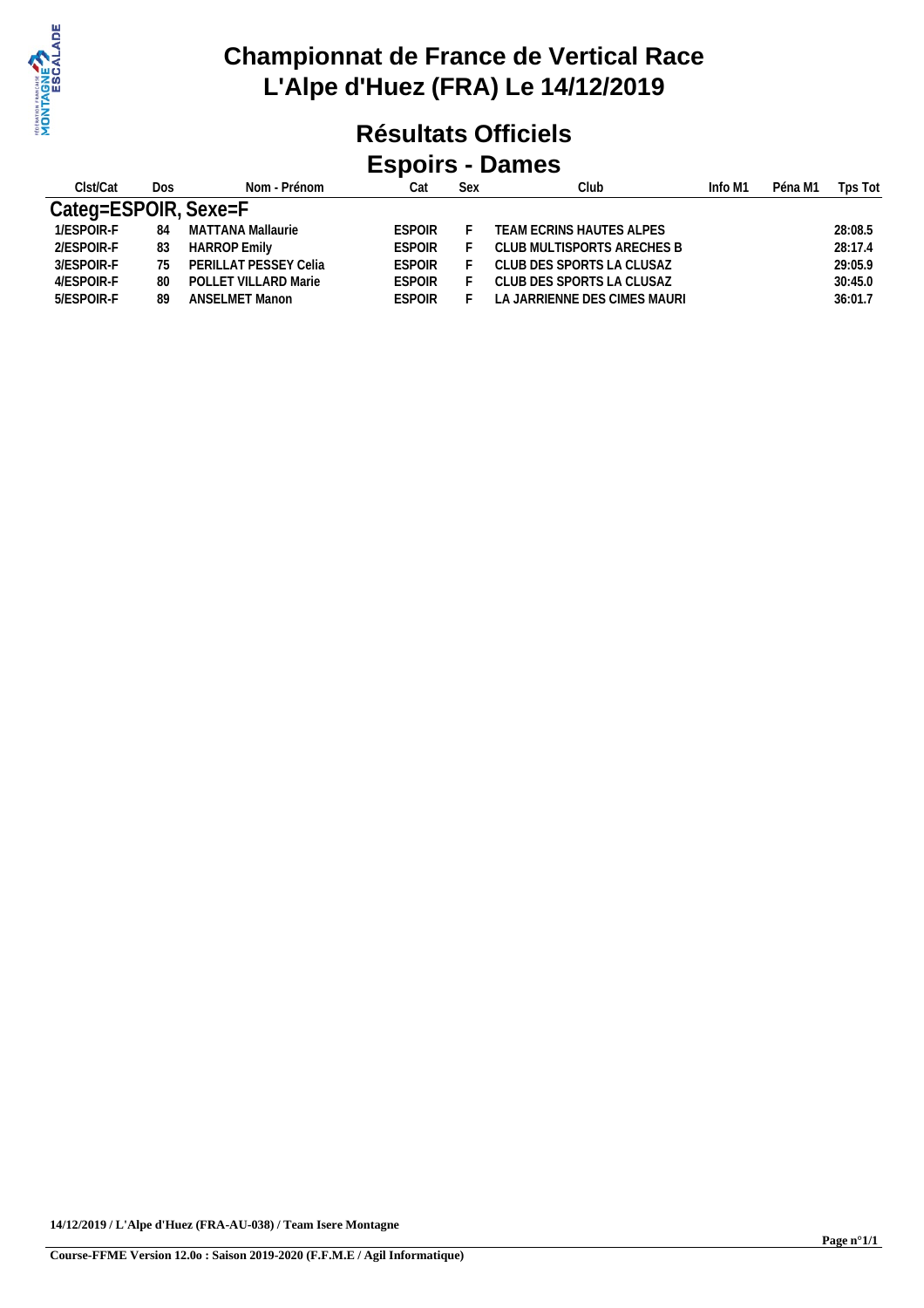# Championnat de France de Vertical Race
# L'Alpe d'Huez (FRA) Le 14/12/2019

## Résultats Officiels
## Espoirs - Dames

| Clst/Cat | Dos | Nom - Prénom | Cat | Sex | Club | Info M1 | Péna M1 | Tps Tot |
|---|---|---|---|---|---|---|---|---|
| **Categ=ESPOIR, Sexe=F** | | | | | | | | |
| 1/ESPOIR-F | 84 | MATTANA Mallaurie | ESPOIR | F | TEAM ECRINS HAUTES ALPES | | | 28:08.5 |
| 2/ESPOIR-F | 83 | HARROP Emily | ESPOIR | F | CLUB MULTISPORTS ARECHES B | | | 28:17.4 |
| 3/ESPOIR-F | 75 | PERILLAT PESSEY Celia | ESPOIR | F | CLUB DES SPORTS LA CLUSAZ | | | 29:05.9 |
| 4/ESPOIR-F | 80 | POLLET VILLARD Marie | ESPOIR | F | CLUB DES SPORTS LA CLUSAZ | | | 30:45.0 |
| 5/ESPOIR-F | 89 | ANSELMET Manon | ESPOIR | F | LA JARRIENNE DES CIMES MAURI | | | 36:01.7 |

14/12/2019 / L'Alpe d'Huez (FRA-AU-038) / Team Isere Montagne

Course-FFME Version 12.0o : Saison 2019-2020 (F.F.M.E / Agil Informatique)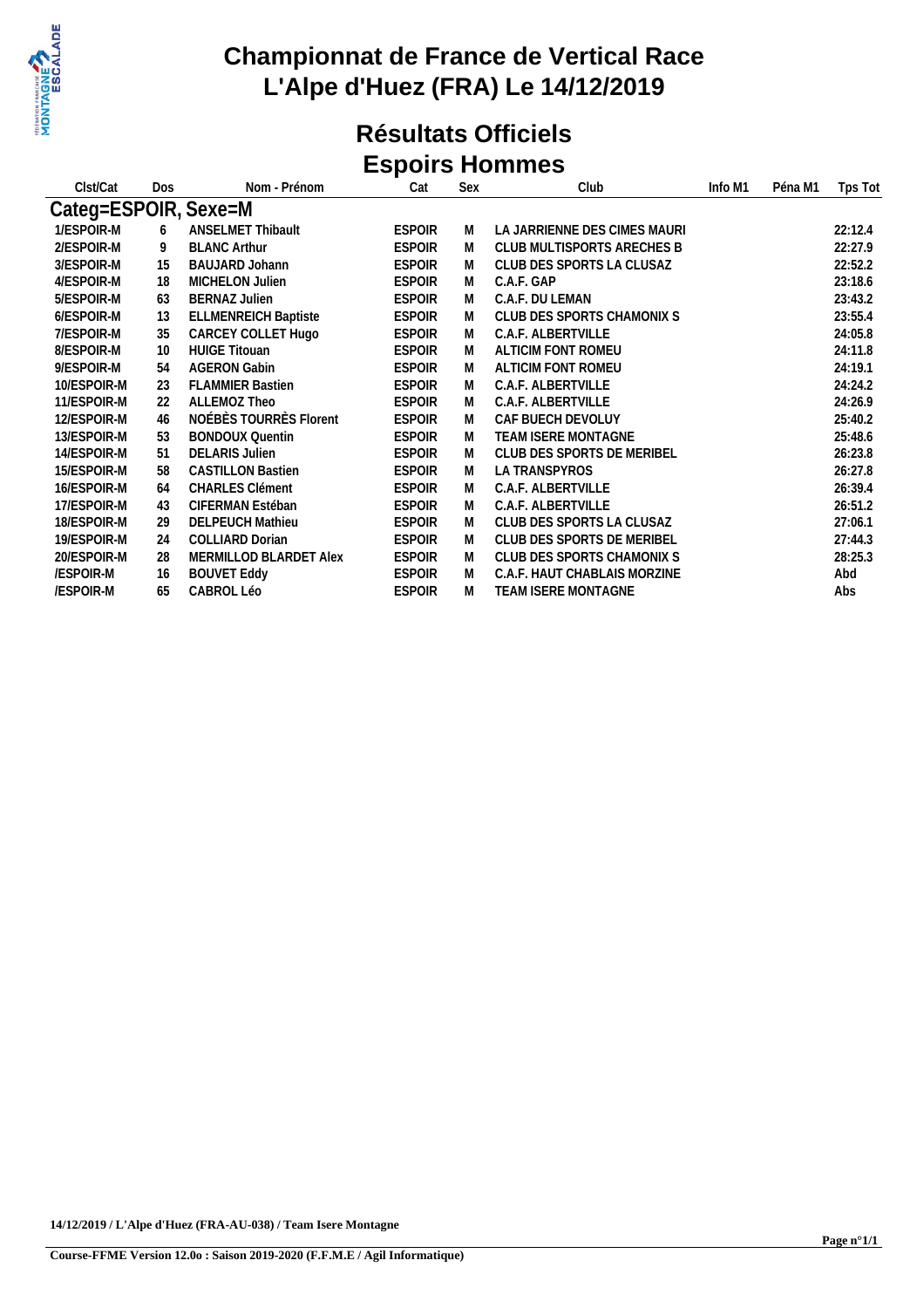# Championnat de France de Vertical Race
# L'Alpe d'Huez (FRA) Le 14/12/2019

## Résultats Officiels
## Espoirs Hommes

| Clst/Cat | Dos | Nom - Prénom | Cat | Sex | Club | Info M1 | Péna M1 | Tps Tot |
|---|---|---|---|---|---|---|---|---|
| **Categ=ESPOIR, Sexe=M** | | | | | | | | |
| 1/ESPOIR-M | 6 | ANSELMET Thibault | ESPOIR | M | LA JARRIENNE DES CIMES MAURI | | | 22:12.4 |
| 2/ESPOIR-M | 9 | BLANC Arthur | ESPOIR | M | CLUB MULTISPORTS ARECHES B | | | 22:27.9 |
| 3/ESPOIR-M | 15 | BAUJARD Johann | ESPOIR | M | CLUB DES SPORTS LA CLUSAZ | | | 22:52.2 |
| 4/ESPOIR-M | 18 | MICHELON Julien | ESPOIR | M | C.A.F. GAP | | | 23:18.6 |
| 5/ESPOIR-M | 63 | BERNAZ Julien | ESPOIR | M | C.A.F. DU LEMAN | | | 23:43.2 |
| 6/ESPOIR-M | 13 | ELLMENREICH Baptiste | ESPOIR | M | CLUB DES SPORTS CHAMONIX S | | | 23:55.4 |
| 7/ESPOIR-M | 35 | CARCEY COLLET Hugo | ESPOIR | M | C.A.F. ALBERTVILLE | | | 24:05.8 |
| 8/ESPOIR-M | 10 | HUIGE Titouan | ESPOIR | M | ALTICIM FONT ROMEU | | | 24:11.8 |
| 9/ESPOIR-M | 54 | AGERON Gabin | ESPOIR | M | ALTICIM FONT ROMEU | | | 24:19.1 |
| 10/ESPOIR-M | 23 | FLAMMIER Bastien | ESPOIR | M | C.A.F. ALBERTVILLE | | | 24:24.2 |
| 11/ESPOIR-M | 22 | ALLEMOZ Theo | ESPOIR | M | C.A.F. ALBERTVILLE | | | 24:26.9 |
| 12/ESPOIR-M | 46 | NOÉBÈS TOURRÈS Florent | ESPOIR | M | CAF BUECH DEVOLUY | | | 25:40.2 |
| 13/ESPOIR-M | 53 | BONDOUX Quentin | ESPOIR | M | TEAM ISERE MONTAGNE | | | 25:48.6 |
| 14/ESPOIR-M | 51 | DELARIS Julien | ESPOIR | M | CLUB DES SPORTS DE MERIBEL | | | 26:23.8 |
| 15/ESPOIR-M | 58 | CASTILLON Bastien | ESPOIR | M | LA TRANSPYROS | | | 26:27.8 |
| 16/ESPOIR-M | 64 | CHARLES Clément | ESPOIR | M | C.A.F. ALBERTVILLE | | | 26:39.4 |
| 17/ESPOIR-M | 43 | CIFERMAN Estéban | ESPOIR | M | C.A.F. ALBERTVILLE | | | 26:51.2 |
| 18/ESPOIR-M | 29 | DELPEUCH Mathieu | ESPOIR | M | CLUB DES SPORTS LA CLUSAZ | | | 27:06.1 |
| 19/ESPOIR-M | 24 | COLLIARD Dorian | ESPOIR | M | CLUB DES SPORTS DE MERIBEL | | | 27:44.3 |
| 20/ESPOIR-M | 28 | MERMILLOD BLARDET Alex | ESPOIR | M | CLUB DES SPORTS CHAMONIX S | | | 28:25.3 |
| /ESPOIR-M | 16 | BOUVET Eddy | ESPOIR | M | C.A.F. HAUT CHABLAIS MORZINE | | | Abd |
| /ESPOIR-M | 65 | CABROL Léo | ESPOIR | M | TEAM ISERE MONTAGNE | | | Abs |

**14/12/2019 / L'Alpe d'Huez (FRA-AU-038) / Team Isere Montagne**

**Course-FFME Version 12.0o : Saison 2019-2020 (F.F.M.E / Agil Informatique)**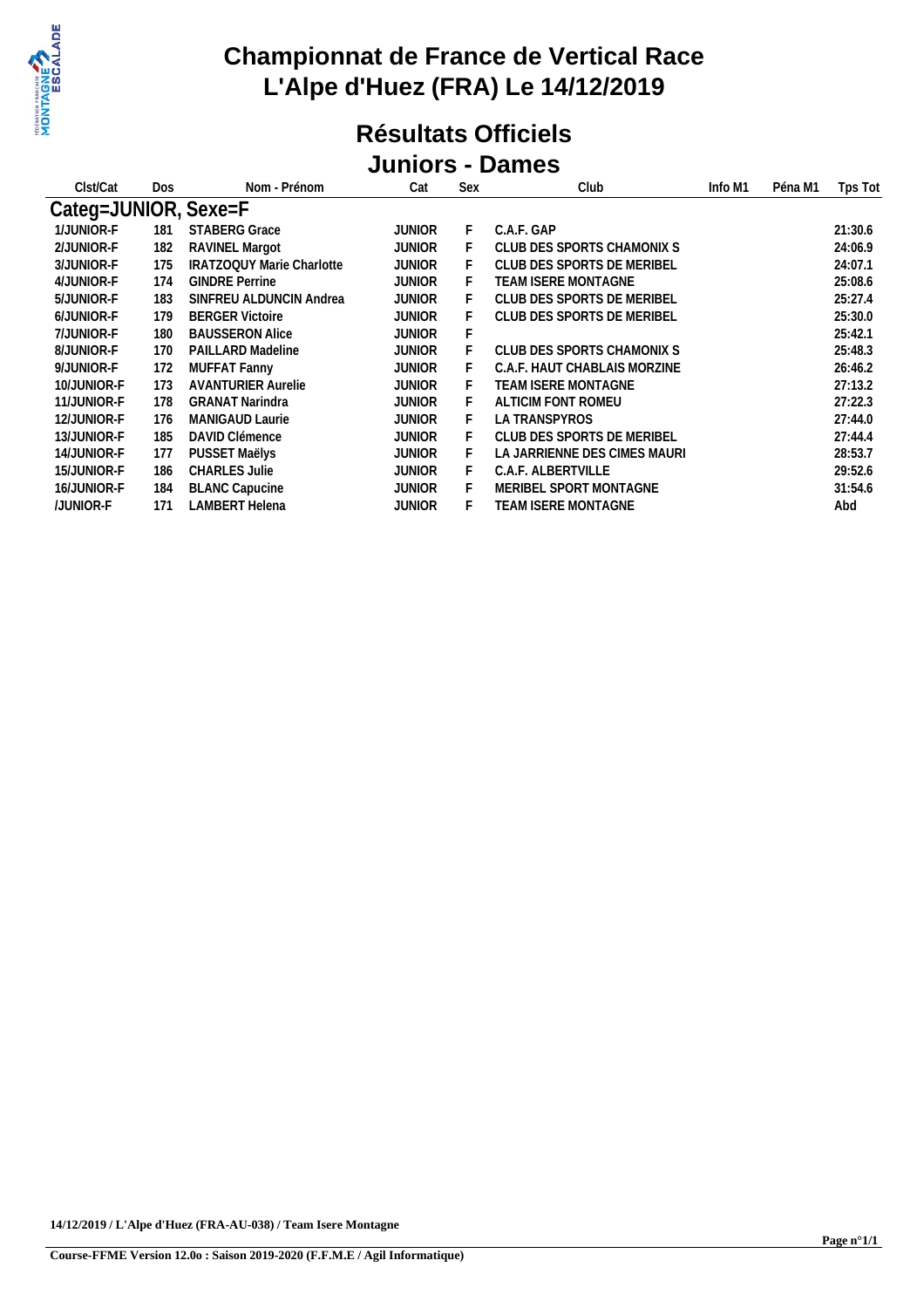# Championnat de France de Vertical Race
# L'Alpe d'Huez (FRA) Le 14/12/2019

## Résultats Officiels
## Juniors - Dames

| Clst/Cat | Dos | Nom - Prénom | Cat | Sex | Club | Info M1 | Péna M1 | Tps Tot |
|---|---|---|---|---|---|---|---|---|
| **Categ=JUNIOR, Sexe=F** | | | | | | | | |
| 1/JUNIOR-F | 181 | STABERG Grace | JUNIOR | F | C.A.F. GAP | | | 21:30.6 |
| 2/JUNIOR-F | 182 | RAVINEL Margot | JUNIOR | F | CLUB DES SPORTS CHAMONIX S | | | 24:06.9 |
| 3/JUNIOR-F | 175 | IRATZOQUY Marie Charlotte | JUNIOR | F | CLUB DES SPORTS DE MERIBEL | | | 24:07.1 |
| 4/JUNIOR-F | 174 | GINDRE Perrine | JUNIOR | F | TEAM ISERE MONTAGNE | | | 25:08.6 |
| 5/JUNIOR-F | 183 | SINFREU ALDUNCIN Andrea | JUNIOR | F | CLUB DES SPORTS DE MERIBEL | | | 25:27.4 |
| 6/JUNIOR-F | 179 | BERGER Victoire | JUNIOR | F | CLUB DES SPORTS DE MERIBEL | | | 25:30.0 |
| 7/JUNIOR-F | 180 | BAUSSERON Alice | JUNIOR | F | | | | 25:42.1 |
| 8/JUNIOR-F | 170 | PAILLARD Madeline | JUNIOR | F | CLUB DES SPORTS CHAMONIX S | | | 25:48.3 |
| 9/JUNIOR-F | 172 | MUFFAT Fanny | JUNIOR | F | C.A.F. HAUT CHABLAIS MORZINE | | | 26:46.2 |
| 10/JUNIOR-F | 173 | AVANTURIER Aurelie | JUNIOR | F | TEAM ISERE MONTAGNE | | | 27:13.2 |
| 11/JUNIOR-F | 178 | GRANAT Narindra | JUNIOR | F | ALTICIM FONT ROMEU | | | 27:22.3 |
| 12/JUNIOR-F | 176 | MANIGAUD Laurie | JUNIOR | F | LA TRANSPYROS | | | 27:44.0 |
| 13/JUNIOR-F | 185 | DAVID Clémence | JUNIOR | F | CLUB DES SPORTS DE MERIBEL | | | 27:44.4 |
| 14/JUNIOR-F | 177 | PUSSET Maëlys | JUNIOR | F | LA JARRIENNE DES CIMES MAURI | | | 28:53.7 |
| 15/JUNIOR-F | 186 | CHARLES Julie | JUNIOR | F | C.A.F. ALBERTVILLE | | | 29:52.6 |
| 16/JUNIOR-F | 184 | BLANC Capucine | JUNIOR | F | MERIBEL SPORT MONTAGNE | | | 31:54.6 |
| /JUNIOR-F | 171 | LAMBERT Helena | JUNIOR | F | TEAM ISERE MONTAGNE | | | Abd |

**14/12/2019 / L'Alpe d'Huez (FRA-AU-038) / Team Isere Montagne**

**Course-FFME Version 12.0o : Saison 2019-2020 (F.F.M.E / Agil Informatique)**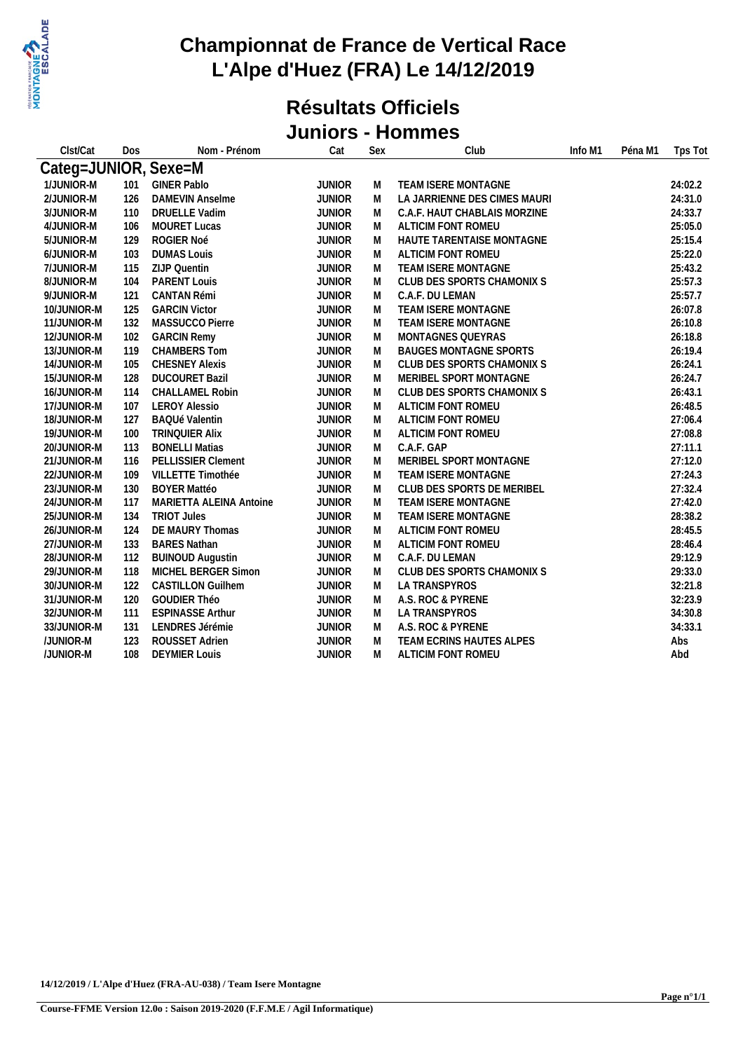# Championnat de France de Vertical Race
# L'Alpe d'Huez (FRA) Le 14/12/2019

## Résultats Officiels
## Juniors - Hommes

| Clst/Cat | Dos | Nom - Prénom | Cat | Sex | Club | Info M1 | Péna M1 | Tps Tot |
|---|---|---|---|---|---|---|---|---|
| **Categ=JUNIOR, Sexe=M** | | | | | | | | |
| 1/JUNIOR-M | 101 | GINER Pablo | JUNIOR | M | TEAM ISERE MONTAGNE | | | 24:02.2 |
| 2/JUNIOR-M | 126 | DAMEVIN Anselme | JUNIOR | M | LA JARRIENNE DES CIMES MAURI | | | 24:31.0 |
| 3/JUNIOR-M | 110 | DRUELLE Vadim | JUNIOR | M | C.A.F. HAUT CHABLAIS MORZINE | | | 24:33.7 |
| 4/JUNIOR-M | 106 | MOURET Lucas | JUNIOR | M | ALTICIM FONT ROMEU | | | 25:05.0 |
| 5/JUNIOR-M | 129 | ROGIER Noé | JUNIOR | M | HAUTE TARENTAISE MONTAGNE | | | 25:15.4 |
| 6/JUNIOR-M | 103 | DUMAS Louis | JUNIOR | M | ALTICIM FONT ROMEU | | | 25:22.0 |
| 7/JUNIOR-M | 115 | ZIJP Quentin | JUNIOR | M | TEAM ISERE MONTAGNE | | | 25:43.2 |
| 8/JUNIOR-M | 104 | PARENT Louis | JUNIOR | M | CLUB DES SPORTS CHAMONIX S | | | 25:57.3 |
| 9/JUNIOR-M | 121 | CANTAN Rémi | JUNIOR | M | C.A.F. DU LEMAN | | | 25:57.7 |
| 10/JUNIOR-M | 125 | GARCIN Victor | JUNIOR | M | TEAM ISERE MONTAGNE | | | 26:07.8 |
| 11/JUNIOR-M | 132 | MASSUCCO Pierre | JUNIOR | M | TEAM ISERE MONTAGNE | | | 26:10.8 |
| 12/JUNIOR-M | 102 | GARCIN Remy | JUNIOR | M | MONTAGNES QUEYRAS | | | 26:18.8 |
| 13/JUNIOR-M | 119 | CHAMBERS Tom | JUNIOR | M | BAUGES MONTAGNE SPORTS | | | 26:19.4 |
| 14/JUNIOR-M | 105 | CHESNEY Alexis | JUNIOR | M | CLUB DES SPORTS CHAMONIX S | | | 26:24.1 |
| 15/JUNIOR-M | 128 | DUCOURET Bazil | JUNIOR | M | MERIBEL SPORT MONTAGNE | | | 26:24.7 |
| 16/JUNIOR-M | 114 | CHALLAMEL Robin | JUNIOR | M | CLUB DES SPORTS CHAMONIX S | | | 26:43.1 |
| 17/JUNIOR-M | 107 | LEROY Alessio | JUNIOR | M | ALTICIM FONT ROMEU | | | 26:48.5 |
| 18/JUNIOR-M | 127 | BAQUé Valentin | JUNIOR | M | ALTICIM FONT ROMEU | | | 27:06.4 |
| 19/JUNIOR-M | 100 | TRINQUIER Alix | JUNIOR | M | ALTICIM FONT ROMEU | | | 27:08.8 |
| 20/JUNIOR-M | 113 | BONELLI Matias | JUNIOR | M | C.A.F. GAP | | | 27:11.1 |
| 21/JUNIOR-M | 116 | PELLISSIER Clement | JUNIOR | M | MERIBEL SPORT MONTAGNE | | | 27:12.0 |
| 22/JUNIOR-M | 109 | VILLETTE Timothée | JUNIOR | M | TEAM ISERE MONTAGNE | | | 27:24.3 |
| 23/JUNIOR-M | 130 | BOYER Mattéo | JUNIOR | M | CLUB DES SPORTS DE MERIBEL | | | 27:32.4 |
| 24/JUNIOR-M | 117 | MARIETTA ALEINA Antoine | JUNIOR | M | TEAM ISERE MONTAGNE | | | 27:42.0 |
| 25/JUNIOR-M | 134 | TRIOT Jules | JUNIOR | M | TEAM ISERE MONTAGNE | | | 28:38.2 |
| 26/JUNIOR-M | 124 | DE MAURY Thomas | JUNIOR | M | ALTICIM FONT ROMEU | | | 28:45.5 |
| 27/JUNIOR-M | 133 | BARES Nathan | JUNIOR | M | ALTICIM FONT ROMEU | | | 28:46.4 |
| 28/JUNIOR-M | 112 | BUINOUD Augustin | JUNIOR | M | C.A.F. DU LEMAN | | | 29:12.9 |
| 29/JUNIOR-M | 118 | MICHEL BERGER Simon | JUNIOR | M | CLUB DES SPORTS CHAMONIX S | | | 29:33.0 |
| 30/JUNIOR-M | 122 | CASTILLON Guilhem | JUNIOR | M | LA TRANSPYROS | | | 32:21.8 |
| 31/JUNIOR-M | 120 | GOUDIER Théo | JUNIOR | M | A.S. ROC & PYRENE | | | 32:23.9 |
| 32/JUNIOR-M | 111 | ESPINASSE Arthur | JUNIOR | M | LA TRANSPYROS | | | 34:30.8 |
| 33/JUNIOR-M | 131 | LENDRES Jérémie | JUNIOR | M | A.S. ROC & PYRENE | | | 34:33.1 |
| /JUNIOR-M | 123 | ROUSSET Adrien | JUNIOR | M | TEAM ECRINS HAUTES ALPES | | | Abs |
| /JUNIOR-M | 108 | DEYMIER Louis | JUNIOR | M | ALTICIM FONT ROMEU | | | Abd |

14/12/2019 / L'Alpe d'Huez (FRA-AU-038) / Team Isere Montagne

Course-FFME Version 12.0o : Saison 2019-2020 (F.F.M.E / Agil Informatique)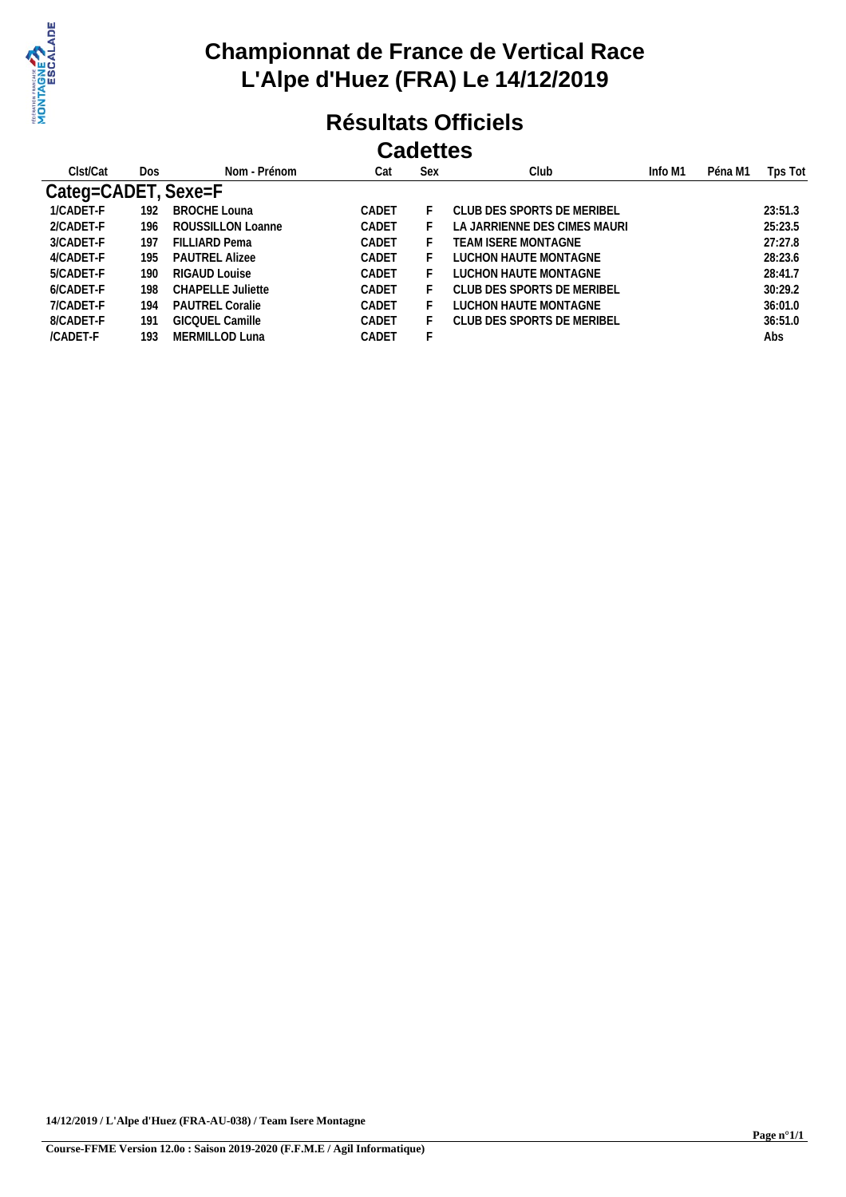# Championnat de France de Vertical Race
# L'Alpe d'Huez (FRA) Le 14/12/2019

## Résultats Officiels
## Cadettes

| Clst/Cat | Dos | Nom - Prénom | Cat | Sex | Club | Info M1 | Péna M1 | Tps Tot |
|---|---|---|---|---|---|---|---|---|
| **Categ=CADET, Sexe=F** | | | | | | | | |
| 1/CADET-F | 192 | BROCHE Louna | CADET | F | CLUB DES SPORTS DE MERIBEL | | | 23:51.3 |
| 2/CADET-F | 196 | ROUSSILLON Loanne | CADET | F | LA JARRIENNE DES CIMES MAURI | | | 25:23.5 |
| 3/CADET-F | 197 | FILLIARD Pema | CADET | F | TEAM ISERE MONTAGNE | | | 27:27.8 |
| 4/CADET-F | 195 | PAUTREL Alizee | CADET | F | LUCHON HAUTE MONTAGNE | | | 28:23.6 |
| 5/CADET-F | 190 | RIGAUD Louise | CADET | F | LUCHON HAUTE MONTAGNE | | | 28:41.7 |
| 6/CADET-F | 198 | CHAPELLE Juliette | CADET | F | CLUB DES SPORTS DE MERIBEL | | | 30:29.2 |
| 7/CADET-F | 194 | PAUTREL Coralie | CADET | F | LUCHON HAUTE MONTAGNE | | | 36:01.0 |
| 8/CADET-F | 191 | GICQUEL Camille | CADET | F | CLUB DES SPORTS DE MERIBEL | | | 36:51.0 |
| /CADET-F | 193 | MERMILLOD Luna | CADET | F | | | | Abs |

**14/12/2019 / L'Alpe d'Huez (FRA-AU-038) / Team Isere Montagne**

**Course-FFME Version 12.0o : Saison 2019-2020 (F.F.M.E / Agil Informatique)**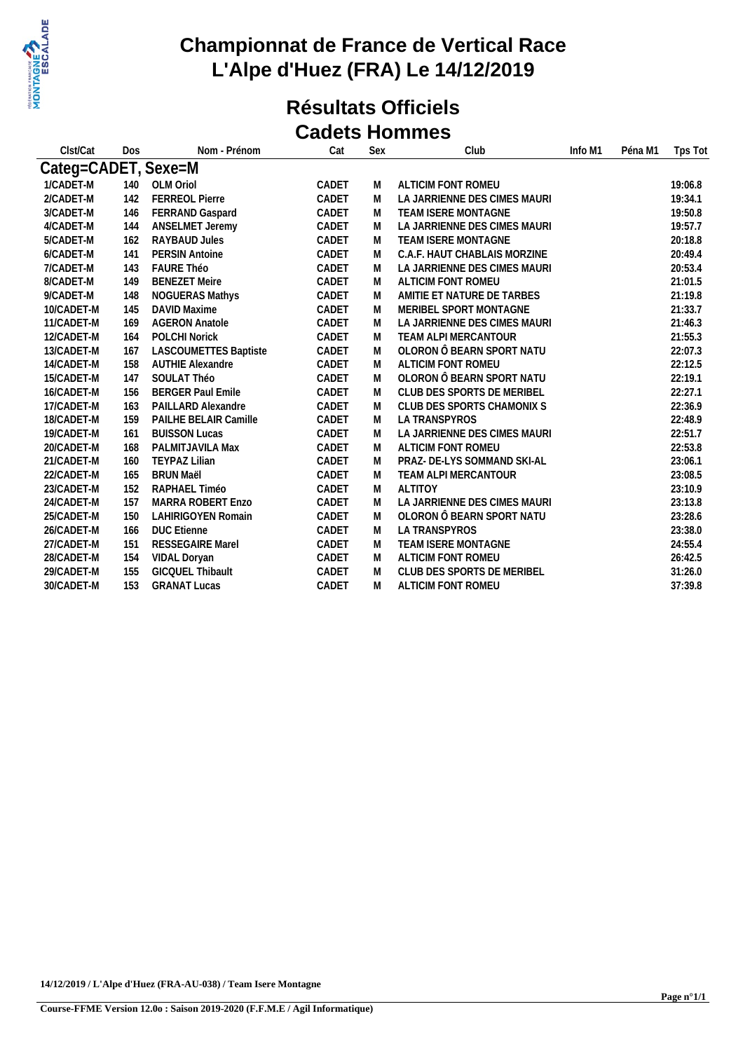# Championnat de France de Vertical Race
# L'Alpe d'Huez (FRA) Le 14/12/2019

## Résultats Officiels
## Cadets Hommes

| Clst/Cat | Dos | Nom - Prénom | Cat | Sex | Club | Info M1 | Péna M1 | Tps Tot |
|---|---|---|---|---|---|---|---|---|
| **Categ=CADET, Sexe=M** | | | | | | | | |
| 1/CADET-M | 140 | OLM Oriol | CADET | M | ALTICIM FONT ROMEU | | | 19:06.8 |
| 2/CADET-M | 142 | FERREOL Pierre | CADET | M | LA JARRIENNE DES CIMES MAURI | | | 19:34.1 |
| 3/CADET-M | 146 | FERRAND Gaspard | CADET | M | TEAM ISERE MONTAGNE | | | 19:50.8 |
| 4/CADET-M | 144 | ANSELMET Jeremy | CADET | M | LA JARRIENNE DES CIMES MAURI | | | 19:57.7 |
| 5/CADET-M | 162 | RAYBAUD Jules | CADET | M | TEAM ISERE MONTAGNE | | | 20:18.8 |
| 6/CADET-M | 141 | PERSIN Antoine | CADET | M | C.A.F. HAUT CHABLAIS MORZINE | | | 20:49.4 |
| 7/CADET-M | 143 | FAURE Théo | CADET | M | LA JARRIENNE DES CIMES MAURI | | | 20:53.4 |
| 8/CADET-M | 149 | BENEZET Meire | CADET | M | ALTICIM FONT ROMEU | | | 21:01.5 |
| 9/CADET-M | 148 | NOGUERAS Mathys | CADET | M | AMITIE ET NATURE DE TARBES | | | 21:19.8 |
| 10/CADET-M | 145 | DAVID Maxime | CADET | M | MERIBEL SPORT MONTAGNE | | | 21:33.7 |
| 11/CADET-M | 169 | AGERON Anatole | CADET | M | LA JARRIENNE DES CIMES MAURI | | | 21:46.3 |
| 12/CADET-M | 164 | POLCHI Norick | CADET | M | TEAM ALPI MERCANTOUR | | | 21:55.3 |
| 13/CADET-M | 167 | LASCOUMETTES Baptiste | CADET | M | OLORON Ô BEARN SPORT NATU | | | 22:07.3 |
| 14/CADET-M | 158 | AUTHIE Alexandre | CADET | M | ALTICIM FONT ROMEU | | | 22:12.5 |
| 15/CADET-M | 147 | SOULAT Théo | CADET | M | OLORON Ô BEARN SPORT NATU | | | 22:19.1 |
| 16/CADET-M | 156 | BERGER Paul Emile | CADET | M | CLUB DES SPORTS DE MERIBEL | | | 22:27.1 |
| 17/CADET-M | 163 | PAILLARD Alexandre | CADET | M | CLUB DES SPORTS CHAMONIX S | | | 22:36.9 |
| 18/CADET-M | 159 | PAILHE BELAIR Camille | CADET | M | LA TRANSPYROS | | | 22:48.9 |
| 19/CADET-M | 161 | BUISSON Lucas | CADET | M | LA JARRIENNE DES CIMES MAURI | | | 22:51.7 |
| 20/CADET-M | 168 | PALMITJAVILA Max | CADET | M | ALTICIM FONT ROMEU | | | 22:53.8 |
| 21/CADET-M | 160 | TEYPAZ Lilian | CADET | M | PRAZ- DE-LYS SOMMAND SKI-AL | | | 23:06.1 |
| 22/CADET-M | 165 | BRUN Maël | CADET | M | TEAM ALPI MERCANTOUR | | | 23:08.5 |
| 23/CADET-M | 152 | RAPHAEL Timéo | CADET | M | ALTITOY | | | 23:10.9 |
| 24/CADET-M | 157 | MARRA ROBERT Enzo | CADET | M | LA JARRIENNE DES CIMES MAURI | | | 23:13.8 |
| 25/CADET-M | 150 | LAHIRIGOYEN Romain | CADET | M | OLORON Ô BEARN SPORT NATU | | | 23:28.6 |
| 26/CADET-M | 166 | DUC Etienne | CADET | M | LA TRANSPYROS | | | 23:38.0 |
| 27/CADET-M | 151 | RESSEGAIRE Marel | CADET | M | TEAM ISERE MONTAGNE | | | 24:55.4 |
| 28/CADET-M | 154 | VIDAL Doryan | CADET | M | ALTICIM FONT ROMEU | | | 26:42.5 |
| 29/CADET-M | 155 | GICQUEL Thibault | CADET | M | CLUB DES SPORTS DE MERIBEL | | | 31:26.0 |
| 30/CADET-M | 153 | GRANAT Lucas | CADET | M | ALTICIM FONT ROMEU | | | 37:39.8 |

**14/12/2019 / L'Alpe d'Huez (FRA-AU-038) / Team Isere Montagne**

**Course-FFME Version 12.0o : Saison 2019-2020 (F.F.M.E / Agil Informatique)**